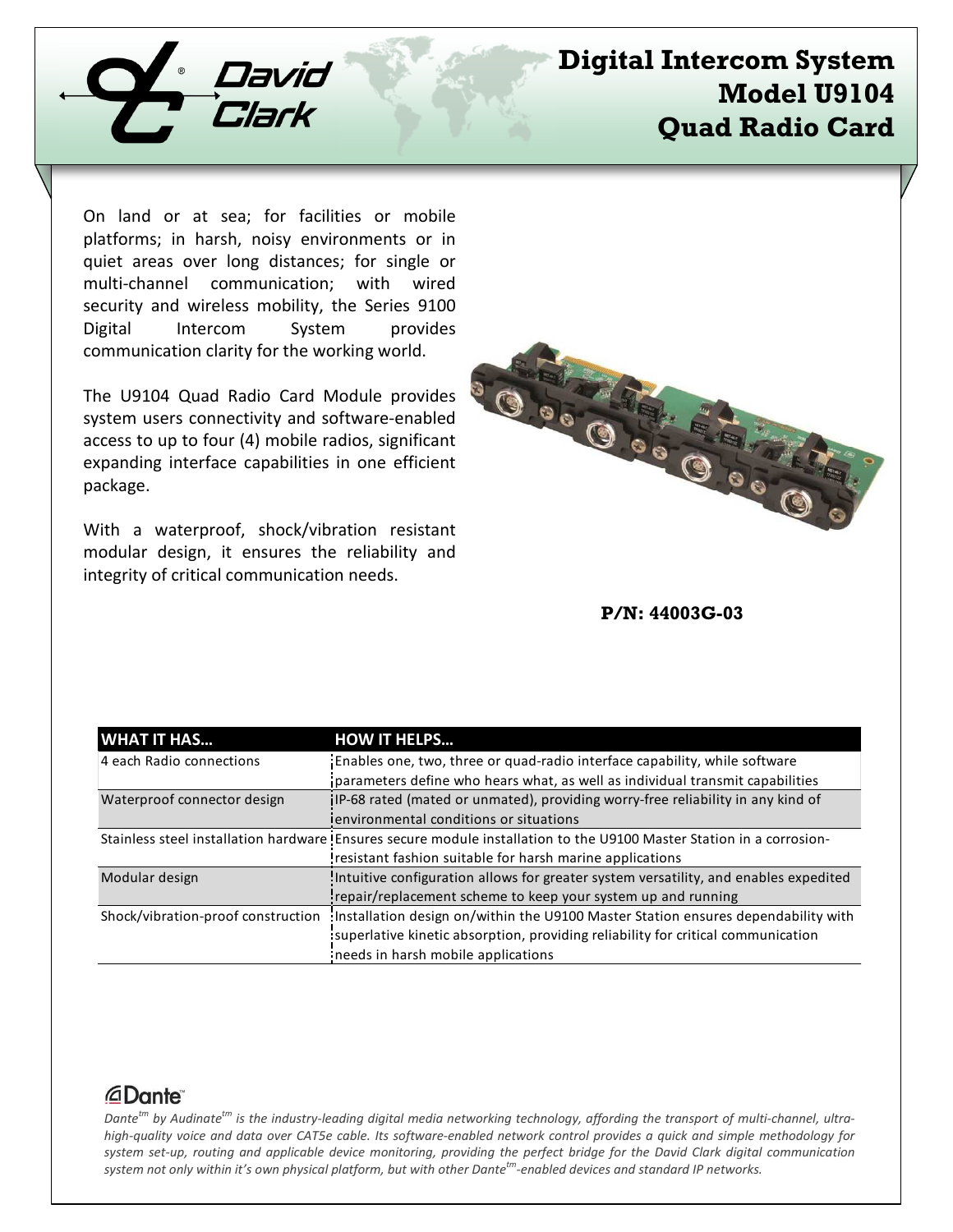# Digital Intercom System Model U9104 Quad Radio Card

On land or at sea; for facilities or mobile platforms; in harsh, noisy environments or in quiet areas over long distances; for single or multi-channel communication; with wired security and wireless mobility, the Series 9100 Digital Intercom System provides communication clarity for the working world.

The U9104 Quad Radio Card Module provides system users connectivity and software-enabled access to up to four (4) mobile radios, significant expanding interface capabilities in one efficient package.

With a waterproof, shock/vibration resistant modular design, it ensures the reliability and integrity of critical communication needs.

**P/N: 44003G-03**

| WHAT IT HAS… | HOW IT HELPS… |
|---|---|
| 4 each Radio connections | Enables one, two, three or quad-radio interface capability, while software parameters define who hears what, as well as individual transmit capabilities |
| Waterproof connector design | IP-68 rated (mated or unmated), providing worry-free reliability in any kind of environmental conditions or situations |
| Stainless steel installation hardware | Ensures secure module installation to the U9100 Master Station in a corrosion-resistant fashion suitable for harsh marine applications |
| Modular design | Intuitive configuration allows for greater system versatility, and enables expedited repair/replacement scheme to keep your system up and running |
| Shock/vibration-proof construction | Installation design on/within the U9100 Master Station ensures dependability with superlative kinetic absorption, providing reliability for critical communication needs in harsh mobile applications |

Dante™

*Dante™ by Audinate™ is the industry-leading digital media networking technology, affording the transport of multi-channel, ultra-high-quality voice and data over CAT5e cable. Its software-enabled network control provides a quick and simple methodology for system set-up, routing and applicable device monitoring, providing the perfect bridge for the David Clark digital communication system not only within it's own physical platform, but with other Dante™-enabled devices and standard IP networks.*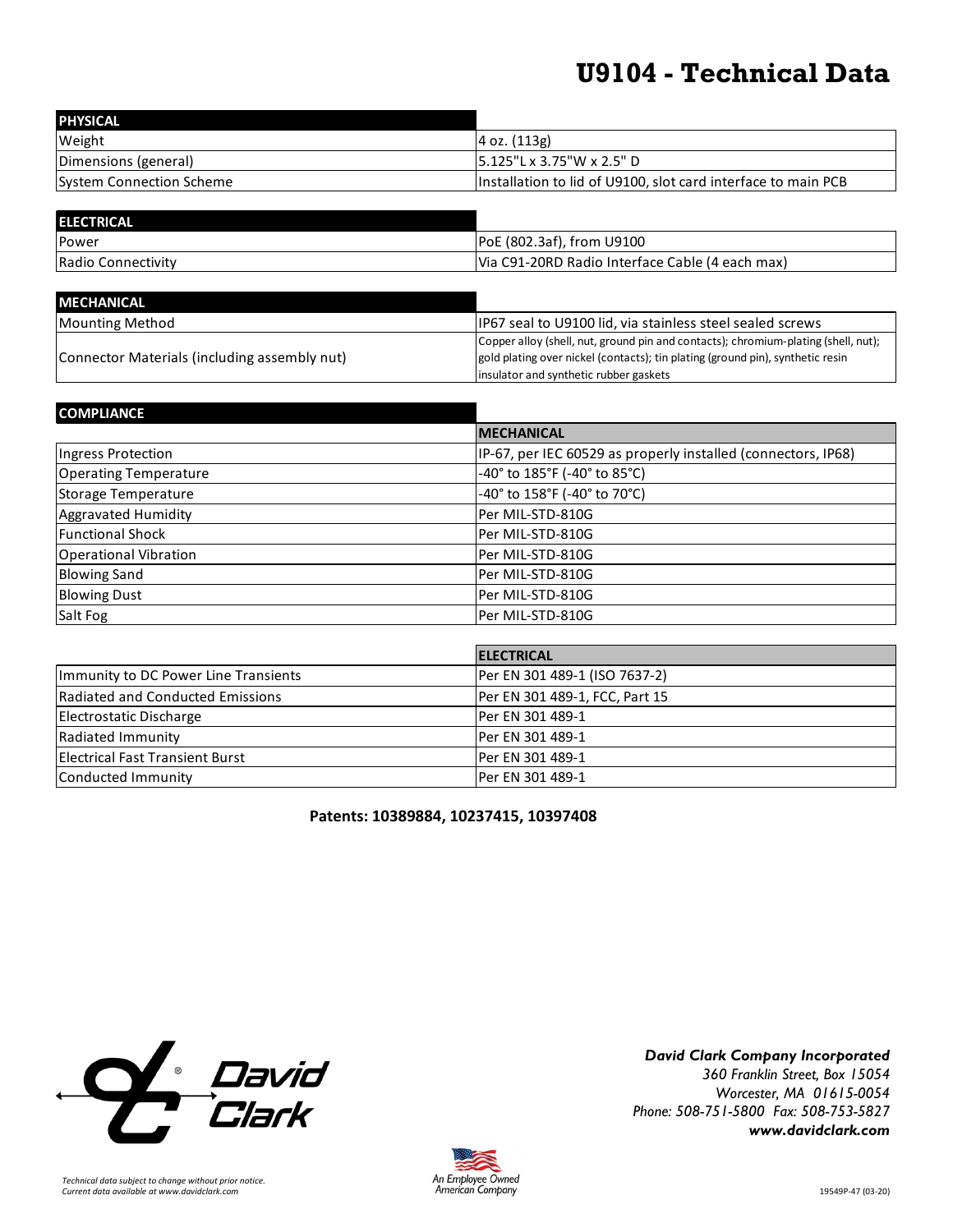# U9104 - Technical Data

| PHYSICAL | |
|---|---|
| Weight | 4 oz. (113g) |
| Dimensions (general) | 5.125"L x 3.75"W x 2.5" D |
| System Connection Scheme | Installation to lid of U9100, slot card interface to main PCB |

| ELECTRICAL | |
|---|---|
| Power | PoE (802.3af), from U9100 |
| Radio Connectivity | Via C91-20RD Radio Interface Cable (4 each max) |

| MECHANICAL | |
|---|---|
| Mounting Method | IP67 seal to U9100 lid, via stainless steel sealed screws |
| Connector Materials (including assembly nut) | Copper alloy (shell, nut, ground pin and contacts); chromium-plating (shell, nut); gold plating over nickel (contacts); tin plating (ground pin), synthetic resin insulator and synthetic rubber gaskets |

| COMPLIANCE | |
|---|---|
| | **MECHANICAL** |
| Ingress Protection | IP-67, per IEC 60529 as properly installed (connectors, IP68) |
| Operating Temperature | -40° to 185°F (-40° to 85°C) |
| Storage Temperature | -40° to 158°F (-40° to 70°C) |
| Aggravated Humidity | Per MIL-STD-810G |
| Functional Shock | Per MIL-STD-810G |
| Operational Vibration | Per MIL-STD-810G |
| Blowing Sand | Per MIL-STD-810G |
| Blowing Dust | Per MIL-STD-810G |
| Salt Fog | Per MIL-STD-810G |

| | ELECTRICAL |
|---|---|
| Immunity to DC Power Line Transients | Per EN 301 489-1 (ISO 7637-2) |
| Radiated and Conducted Emissions | Per EN 301 489-1, FCC, Part 15 |
| Electrostatic Discharge | Per EN 301 489-1 |
| Radiated Immunity | Per EN 301 489-1 |
| Electrical Fast Transient Burst | Per EN 301 489-1 |
| Conducted Immunity | Per EN 301 489-1 |

**Patents: 10389884, 10237415, 10397408**

***David Clark Company Incorporated***
*360 Franklin Street, Box 15054*
*Worcester, MA 01615-0054*
*Phone: 508-751-5800 Fax: 508-753-5827*
***www.davidclark.com***

*Technical data subject to change without prior notice.*
*Current data available at www.davidclark.com*

An Employee Owned American Company

19549P-47 (03-20)